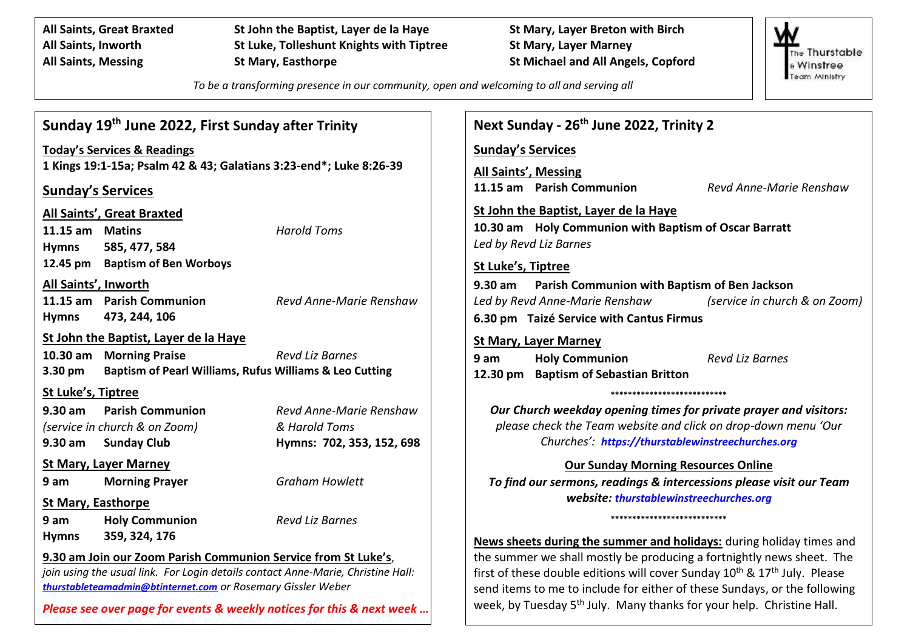**All Saints, Great Braxted**
**All Saints, Inworth**
**All Saints, Messing**
**St John the Baptist, Layer de la Haye**
**St Luke, Tolleshunt Knights with Tiptree**
**St Mary, Easthorpe**
**St Mary, Layer Breton with Birch**
**St Mary, Layer Marney**
**St Michael and All Angels, Copford**

The Thurstable & Winstree Team Ministry

*To be a transforming presence in our community, open and welcoming to all and serving all*

## Sunday 19th June 2022, First Sunday after Trinity

**Today's Services & Readings**
**1 Kings 19:1-15a; Psalm 42 & 43; Galatians 3:23-end*; Luke 8:26-39**

### Sunday's Services

**All Saints', Great Braxted**
**11.15 am Matins** *Harold Toms*
**Hymns 585, 477, 584**
**12.45 pm Baptism of Ben Worboys**

**All Saints', Inworth**
**11.15 am Parish Communion** *Revd Anne-Marie Renshaw*
**Hymns 473, 244, 106**

**St John the Baptist, Layer de la Haye**
**10.30 am Morning Praise** *Revd Liz Barnes*
**3.30 pm Baptism of Pearl Williams, Rufus Williams & Leo Cutting**

**St Luke's, Tiptree**
**9.30 am Parish Communion** *Revd Anne-Marie Renshaw & Harold Toms*
*(service in church & on Zoom)*
**9.30 am Sunday Club**
**Hymns: 702, 353, 152, 698**

**St Mary, Layer Marney**
**9 am Morning Prayer** *Graham Howlett*

**St Mary, Easthorpe**
**9 am Holy Communion** *Revd Liz Barnes*
**Hymns 359, 324, 176**

**9.30 am Join our Zoom Parish Communion Service from St Luke's**, *join using the usual link. For Login details contact Anne-Marie, Christine Hall: thurstableteamadmin@btinternet.com or Rosemary Gissler Weber*

***Please see over page for events & weekly notices for this & next week …***

## Next Sunday - 26th June 2022, Trinity 2

**Sunday's Services**

**All Saints', Messing**
**11.15 am Parish Communion** *Revd Anne-Marie Renshaw*

**St John the Baptist, Layer de la Haye**
**10.30 am Holy Communion with Baptism of Oscar Barratt**
*Led by Revd Liz Barnes*

**St Luke's, Tiptree**
**9.30 am Parish Communion with Baptism of Ben Jackson**
*Led by Revd Anne-Marie Renshaw* *(service in church & on Zoom)*
**6.30 pm Taizé Service with Cantus Firmus**

**St Mary, Layer Marney**
**9 am Holy Communion** *Revd Liz Barnes*
**12.30 pm Baptism of Sebastian Britton**

***************************

***Our Church weekday opening times for private prayer and visitors:*** *please check the Team website and click on drop-down menu 'Our Churches': https://thurstablewinstreechurches.org*

**Our Sunday Morning Resources Online**
***To find our sermons, readings & intercessions please visit our Team website: thurstablewinstreechurches.org***

***************************

**News sheets during the summer and holidays:** during holiday times and the summer we shall mostly be producing a fortnightly news sheet. The first of these double editions will cover Sunday 10th & 17th July. Please send items to me to include for either of these Sundays, or the following week, by Tuesday 5th July. Many thanks for your help. Christine Hall.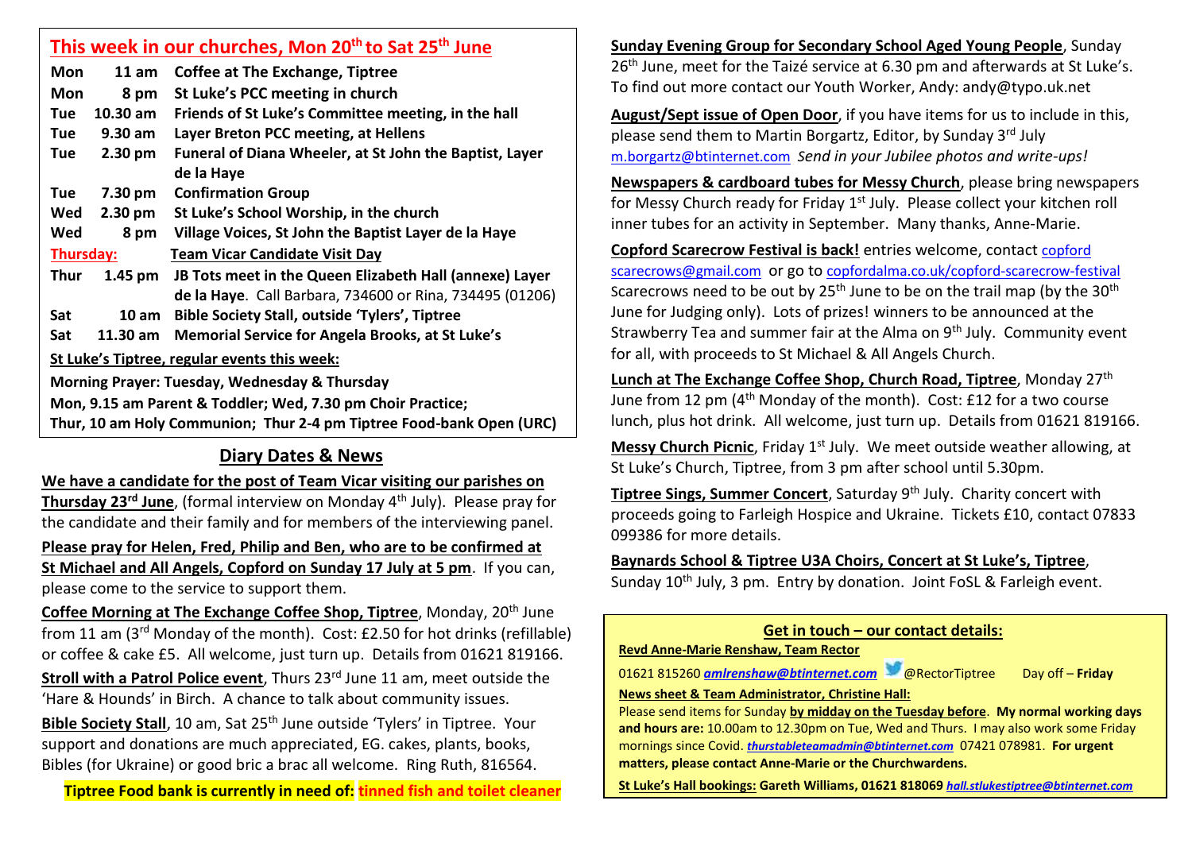## This week in our churches, Mon 20th to Sat 25th June

| | | |
|---|---|---|
| **Mon** | **11 am** | **Coffee at The Exchange, Tiptree** |
| **Mon** | **8 pm** | **St Luke's PCC meeting in church** |
| **Tue** | **10.30 am** | **Friends of St Luke's Committee meeting, in the hall** |
| **Tue** | **9.30 am** | **Layer Breton PCC meeting, at Hellens** |
| **Tue** | **2.30 pm** | **Funeral of Diana Wheeler, at St John the Baptist, Layer de la Haye** |
| **Tue** | **7.30 pm** | **Confirmation Group** |
| **Wed** | **2.30 pm** | **St Luke's School Worship, in the church** |
| **Wed** | **8 pm** | **Village Voices, St John the Baptist Layer de la Haye** |
| **Thursday:** | | **Team Vicar Candidate Visit Day** |
| **Thur** | **1.45 pm** | **JB Tots meet in the Queen Elizabeth Hall (annexe) Layer de la Haye**. Call Barbara, 734600 or Rina, 734495 (01206) |
| **Sat** | **10 am** | **Bible Society Stall, outside 'Tylers', Tiptree** |
| **Sat** | **11.30 am** | **Memorial Service for Angela Brooks, at St Luke's** |

**St Luke's Tiptree, regular events this week:**

**Morning Prayer: Tuesday, Wednesday & Thursday**

**Mon, 9.15 am Parent & Toddler; Wed, 7.30 pm Choir Practice;**

**Thur, 10 am Holy Communion; Thur 2-4 pm Tiptree Food-bank Open (URC)**

## Diary Dates & News

**We have a candidate for the post of Team Vicar visiting our parishes on Thursday 23rd June**, (formal interview on Monday 4th July). Please pray for the candidate and their family and for members of the interviewing panel.

**Please pray for Helen, Fred, Philip and Ben, who are to be confirmed at St Michael and All Angels, Copford on Sunday 17 July at 5 pm**. If you can, please come to the service to support them.

**Coffee Morning at The Exchange Coffee Shop, Tiptree**, Monday, 20th June from 11 am (3rd Monday of the month). Cost: £2.50 for hot drinks (refillable) or coffee & cake £5. All welcome, just turn up. Details from 01621 819166.

**Stroll with a Patrol Police event**, Thurs 23rd June 11 am, meet outside the 'Hare & Hounds' in Birch. A chance to talk about community issues.

**Bible Society Stall**, 10 am, Sat 25th June outside 'Tylers' in Tiptree. Your support and donations are much appreciated, EG. cakes, plants, books, Bibles (for Ukraine) or good bric a brac all welcome. Ring Ruth, 816564.

**Tiptree Food bank is currently in need of: tinned fish and toilet cleaner**

**Sunday Evening Group for Secondary School Aged Young People**, Sunday 26th June, meet for the Taizé service at 6.30 pm and afterwards at St Luke's. To find out more contact our Youth Worker, Andy: andy@typo.uk.net

**August/Sept issue of Open Door**, if you have items for us to include in this, please send them to Martin Borgartz, Editor, by Sunday 3rd July m.borgartz@btinternet.com *Send in your Jubilee photos and write-ups!*

**Newspapers & cardboard tubes for Messy Church**, please bring newspapers for Messy Church ready for Friday 1st July. Please collect your kitchen roll inner tubes for an activity in September. Many thanks, Anne-Marie.

**Copford Scarecrow Festival is back!** entries welcome, contact copford scarecrows@gmail.com or go to copfordalma.co.uk/copford-scarecrow-festival Scarecrows need to be out by 25th June to be on the trail map (by the 30th June for Judging only). Lots of prizes! winners to be announced at the Strawberry Tea and summer fair at the Alma on 9th July. Community event for all, with proceeds to St Michael & All Angels Church.

**Lunch at The Exchange Coffee Shop, Church Road, Tiptree**, Monday 27th June from 12 pm (4th Monday of the month). Cost: £12 for a two course lunch, plus hot drink. All welcome, just turn up. Details from 01621 819166.

**Messy Church Picnic**, Friday 1st July. We meet outside weather allowing, at St Luke's Church, Tiptree, from 3 pm after school until 5.30pm.

**Tiptree Sings, Summer Concert**, Saturday 9th July. Charity concert with proceeds going to Farleigh Hospice and Ukraine. Tickets £10, contact 07833 099386 for more details.

**Baynards School & Tiptree U3A Choirs, Concert at St Luke's, Tiptree**, Sunday 10th July, 3 pm. Entry by donation. Joint FoSL & Farleigh event.

### Get in touch – our contact details:

**Revd Anne-Marie Renshaw, Team Rector**

01621 815260 ***amlrenshaw@btinternet.com*** @RectorTiptree Day off – **Friday**

**News sheet & Team Administrator, Christine Hall:**

Please send items for Sunday **by midday on the Tuesday before**. **My normal working days and hours are:** 10.00am to 12.30pm on Tue, Wed and Thurs. I may also work some Friday mornings since Covid. ***thurstableteamadmin@btinternet.com*** 07421 078981. **For urgent matters, please contact Anne-Marie or the Churchwardens.**

**St Luke's Hall bookings: Gareth Williams, 01621 818069** ***hall.stlukestiptree@btinternet.com***